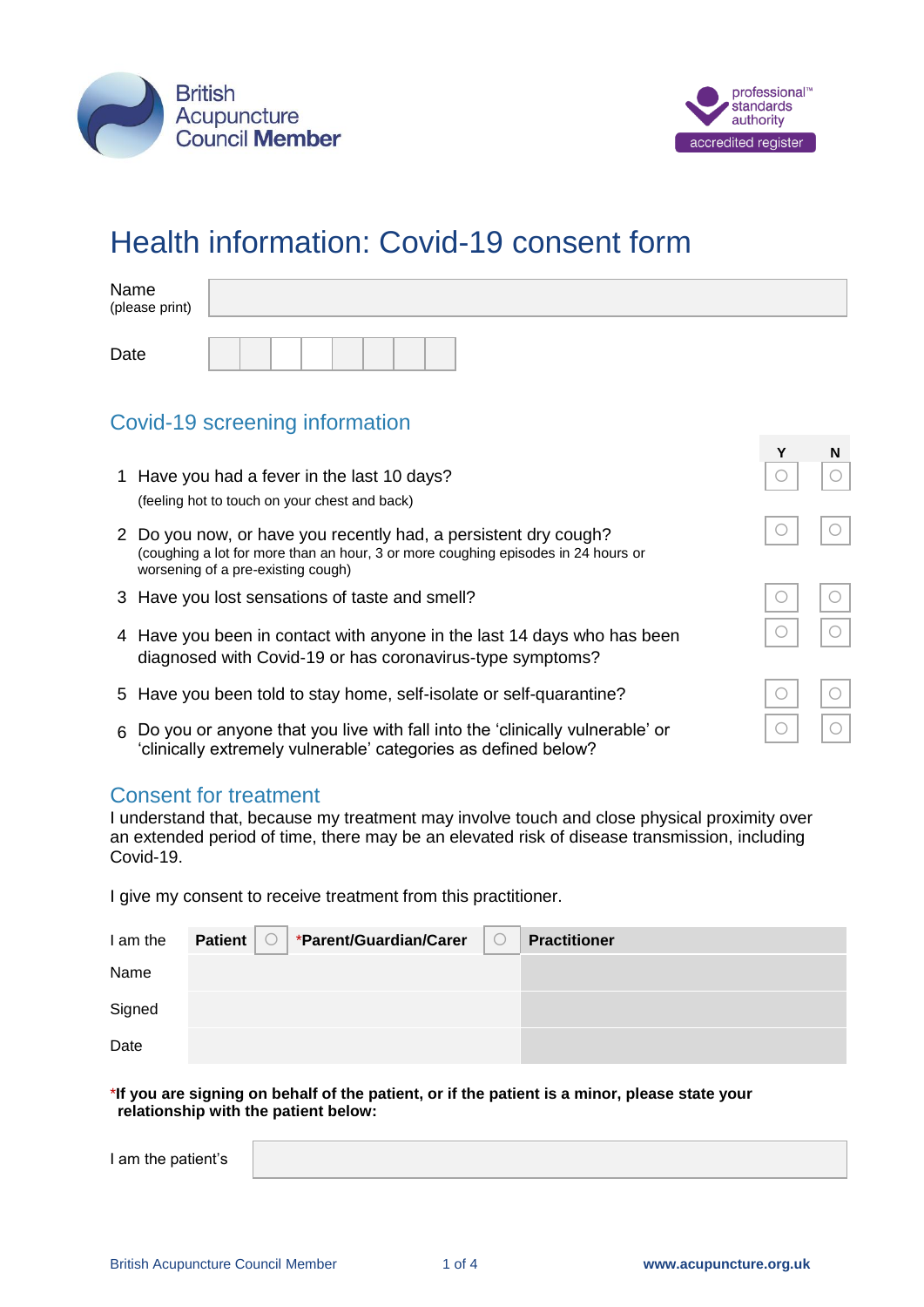British Acupuncture Council Member

professional standards authority accredited register

# Health information: Covid-19 consent form

Name (please print)

Date

## Covid-19 screening information

| | | Y | N |
|---|---|---|---|
| 1 | Have you had a fever in the last 10 days? (feeling hot to touch on your chest and back) | ○ | ○ |
| 2 | Do you now, or have you recently had, a persistent dry cough? (coughing a lot for more than an hour, 3 or more coughing episodes in 24 hours or worsening of a pre-existing cough) | ○ | ○ |
| 3 | Have you lost sensations of taste and smell? | ○ | ○ |
| 4 | Have you been in contact with anyone in the last 14 days who has been diagnosed with Covid-19 or has coronavirus-type symptoms? | ○ | ○ |
| 5 | Have you been told to stay home, self-isolate or self-quarantine? | ○ | ○ |
| 6 | Do you or anyone that you live with fall into the 'clinically vulnerable' or 'clinically extremely vulnerable' categories as defined below? | ○ | ○ |

## Consent for treatment

I understand that, because my treatment may involve touch and close physical proximity over an extended period of time, there may be an elevated risk of disease transmission, including Covid-19.

I give my consent to receive treatment from this practitioner.

| I am the | **Patient** ○ **\*Parent/Guardian/Carer** ○ | **Practitioner** |
|---|---|---|
| Name | | |
| Signed | | |
| Date | | |

**\*If you are signing on behalf of the patient, or if the patient is a minor, please state your relationship with the patient below:**

I am the patient's

British Acupuncture Council Member www.acupuncture.org.uk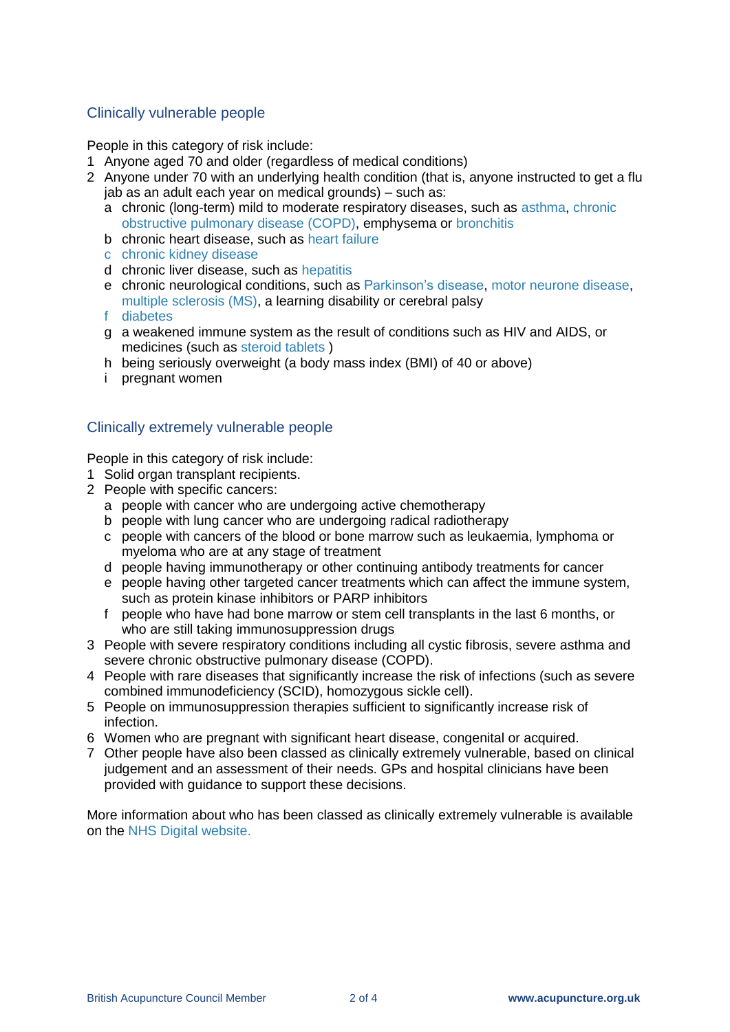## Clinically vulnerable people

People in this category of risk include:

1. Anyone aged 70 and older (regardless of medical conditions)
2. Anyone under 70 with an underlying health condition (that is, anyone instructed to get a flu jab as an adult each year on medical grounds) – such as:
   a. chronic (long-term) mild to moderate respiratory diseases, such as asthma, chronic obstructive pulmonary disease (COPD), emphysema or bronchitis
   b. chronic heart disease, such as heart failure
   c. chronic kidney disease
   d. chronic liver disease, such as hepatitis
   e. chronic neurological conditions, such as Parkinson's disease, motor neurone disease, multiple sclerosis (MS), a learning disability or cerebral palsy
   f. diabetes
   g. a weakened immune system as the result of conditions such as HIV and AIDS, or medicines (such as steroid tablets )
   h. being seriously overweight (a body mass index (BMI) of 40 or above)
   i. pregnant women

## Clinically extremely vulnerable people

People in this category of risk include:

1. Solid organ transplant recipients.
2. People with specific cancers:
   a. people with cancer who are undergoing active chemotherapy
   b. people with lung cancer who are undergoing radical radiotherapy
   c. people with cancers of the blood or bone marrow such as leukaemia, lymphoma or myeloma who are at any stage of treatment
   d. people having immunotherapy or other continuing antibody treatments for cancer
   e. people having other targeted cancer treatments which can affect the immune system, such as protein kinase inhibitors or PARP inhibitors
   f. people who have had bone marrow or stem cell transplants in the last 6 months, or who are still taking immunosuppression drugs
3. People with severe respiratory conditions including all cystic fibrosis, severe asthma and severe chronic obstructive pulmonary disease (COPD).
4. People with rare diseases that significantly increase the risk of infections (such as severe combined immunodeficiency (SCID), homozygous sickle cell).
5. People on immunosuppression therapies sufficient to significantly increase risk of infection.
6. Women who are pregnant with significant heart disease, congenital or acquired.
7. Other people have also been classed as clinically extremely vulnerable, based on clinical judgement and an assessment of their needs. GPs and hospital clinicians have been provided with guidance to support these decisions.

More information about who has been classed as clinically extremely vulnerable is available on the NHS Digital website.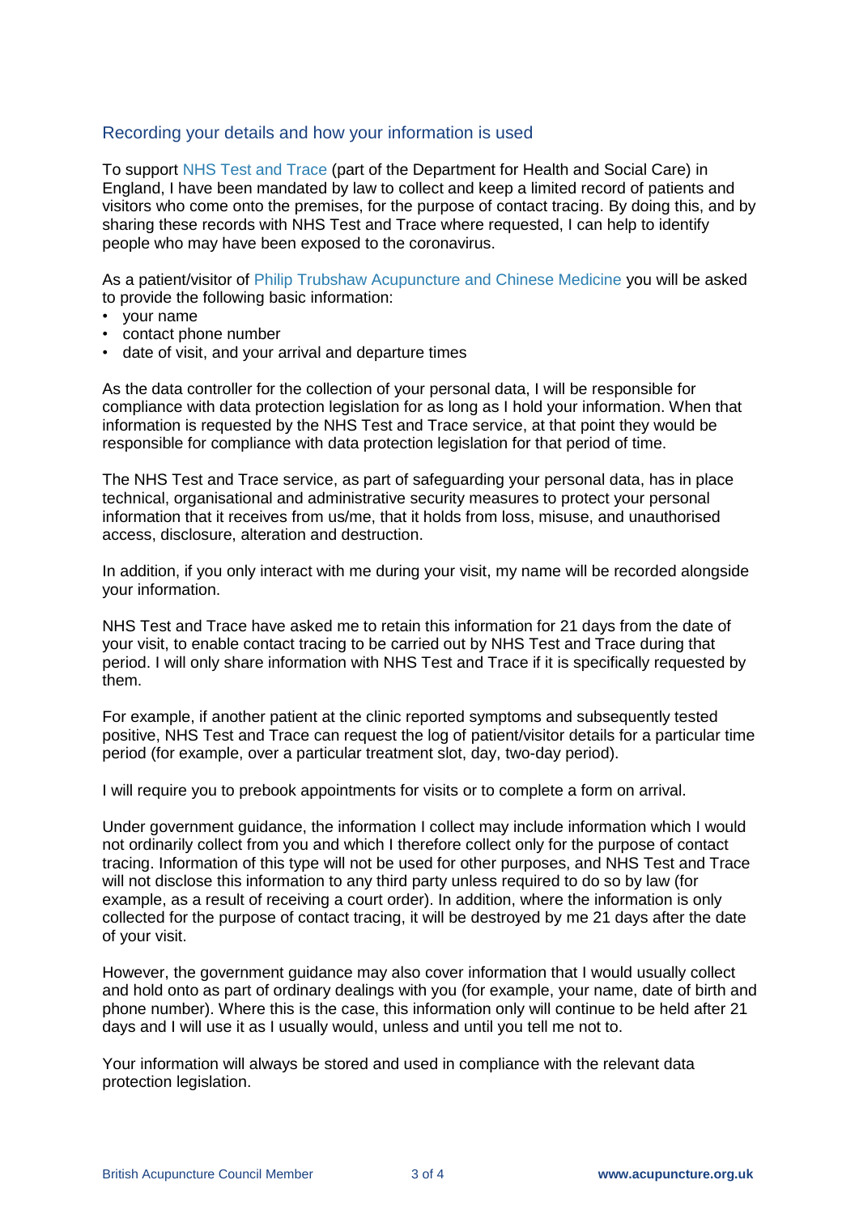## Recording your details and how your information is used

To support NHS Test and Trace (part of the Department for Health and Social Care) in England, I have been mandated by law to collect and keep a limited record of patients and visitors who come onto the premises, for the purpose of contact tracing. By doing this, and by sharing these records with NHS Test and Trace where requested, I can help to identify people who may have been exposed to the coronavirus.

As a patient/visitor of Philip Trubshaw Acupuncture and Chinese Medicine you will be asked to provide the following basic information:

- your name
- contact phone number
- date of visit, and your arrival and departure times

As the data controller for the collection of your personal data, I will be responsible for compliance with data protection legislation for as long as I hold your information. When that information is requested by the NHS Test and Trace service, at that point they would be responsible for compliance with data protection legislation for that period of time.

The NHS Test and Trace service, as part of safeguarding your personal data, has in place technical, organisational and administrative security measures to protect your personal information that it receives from us/me, that it holds from loss, misuse, and unauthorised access, disclosure, alteration and destruction.

In addition, if you only interact with me during your visit, my name will be recorded alongside your information.

NHS Test and Trace have asked me to retain this information for 21 days from the date of your visit, to enable contact tracing to be carried out by NHS Test and Trace during that period. I will only share information with NHS Test and Trace if it is specifically requested by them.

For example, if another patient at the clinic reported symptoms and subsequently tested positive, NHS Test and Trace can request the log of patient/visitor details for a particular time period (for example, over a particular treatment slot, day, two-day period).

I will require you to prebook appointments for visits or to complete a form on arrival.

Under government guidance, the information I collect may include information which I would not ordinarily collect from you and which I therefore collect only for the purpose of contact tracing. Information of this type will not be used for other purposes, and NHS Test and Trace will not disclose this information to any third party unless required to do so by law (for example, as a result of receiving a court order). In addition, where the information is only collected for the purpose of contact tracing, it will be destroyed by me 21 days after the date of your visit.

However, the government guidance may also cover information that I would usually collect and hold onto as part of ordinary dealings with you (for example, your name, date of birth and phone number). Where this is the case, this information only will continue to be held after 21 days and I will use it as I usually would, unless and until you tell me not to.

Your information will always be stored and used in compliance with the relevant data protection legislation.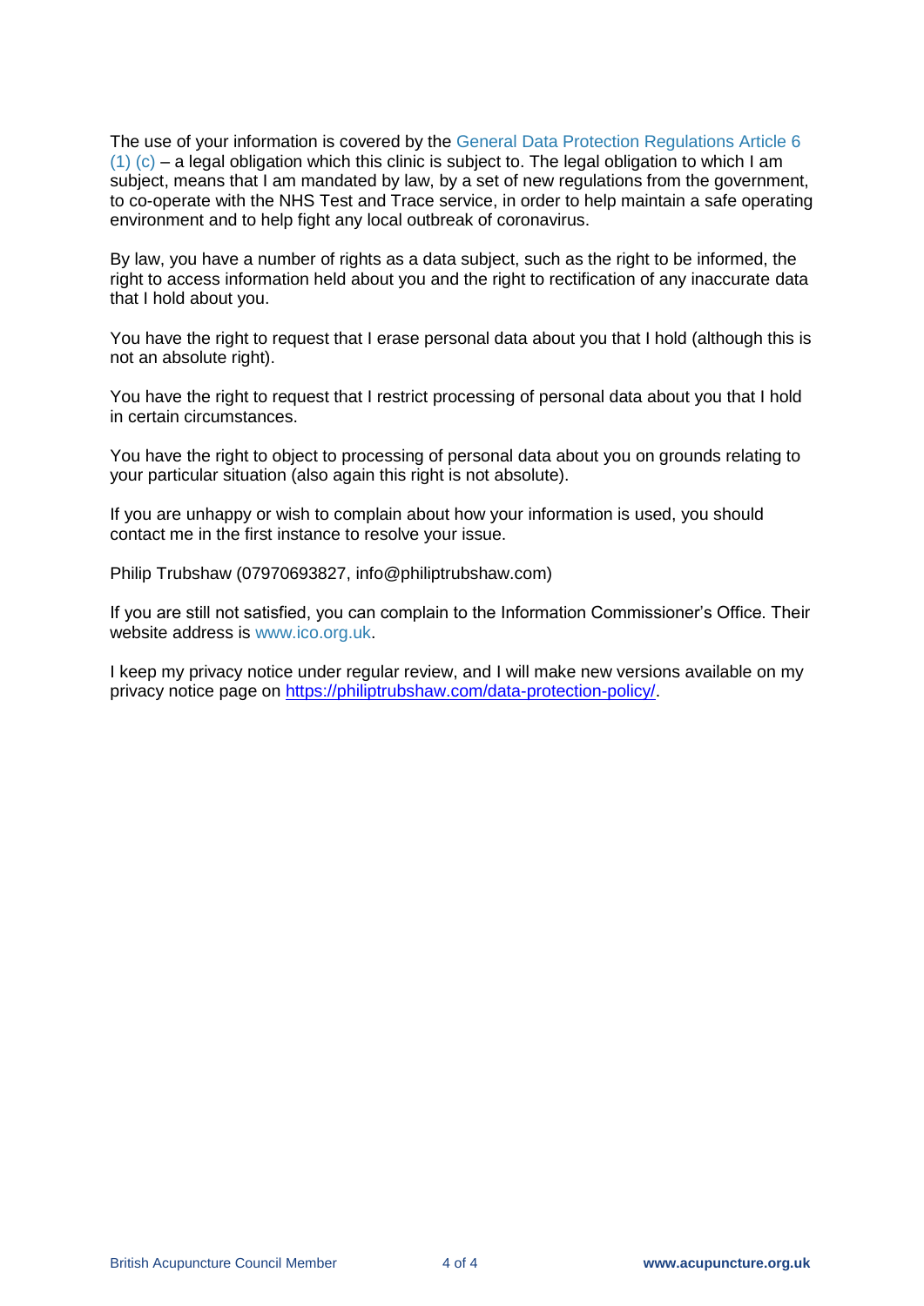The use of your information is covered by the General Data Protection Regulations Article 6 (1) (c) – a legal obligation which this clinic is subject to. The legal obligation to which I am subject, means that I am mandated by law, by a set of new regulations from the government, to co-operate with the NHS Test and Trace service, in order to help maintain a safe operating environment and to help fight any local outbreak of coronavirus.

By law, you have a number of rights as a data subject, such as the right to be informed, the right to access information held about you and the right to rectification of any inaccurate data that I hold about you.

You have the right to request that I erase personal data about you that I hold (although this is not an absolute right).

You have the right to request that I restrict processing of personal data about you that I hold in certain circumstances.

You have the right to object to processing of personal data about you on grounds relating to your particular situation (also again this right is not absolute).

If you are unhappy or wish to complain about how your information is used, you should contact me in the first instance to resolve your issue.

Philip Trubshaw (07970693827, info@philiptrubshaw.com)

If you are still not satisfied, you can complain to the Information Commissioner's Office. Their website address is www.ico.org.uk.

I keep my privacy notice under regular review, and I will make new versions available on my privacy notice page on https://philiptrubshaw.com/data-protection-policy/.